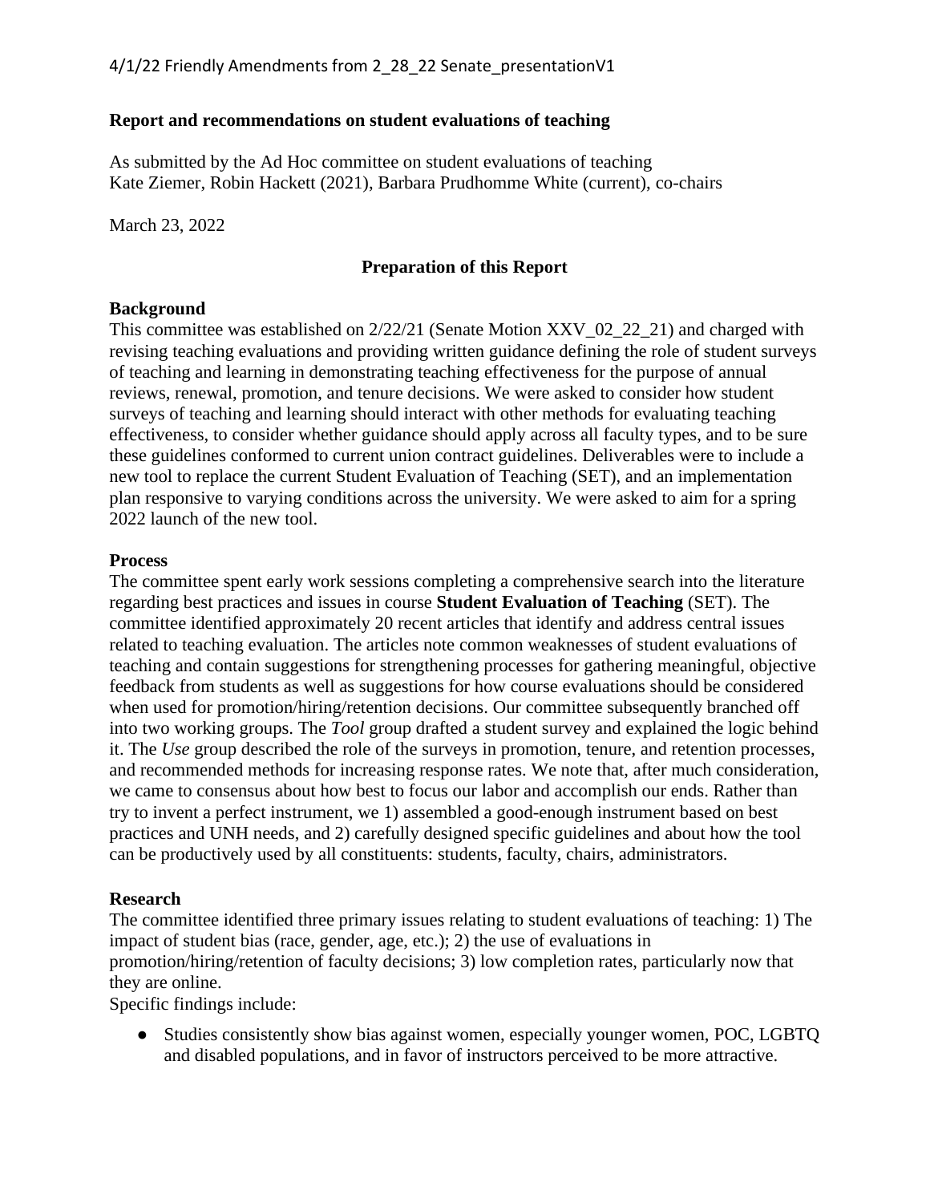4/1/22 Friendly Amendments from 2_28_22 Senate_presentationV1

**Report and recommendations on student evaluations of teaching**

As submitted by the Ad Hoc committee on student evaluations of teaching
Kate Ziemer, Robin Hackett (2021), Barbara Prudhomme White (current), co-chairs

March 23, 2022

## Preparation of this Report

**Background**

This committee was established on 2/22/21 (Senate Motion XXV_02_22_21) and charged with revising teaching evaluations and providing written guidance defining the role of student surveys of teaching and learning in demonstrating teaching effectiveness for the purpose of annual reviews, renewal, promotion, and tenure decisions. We were asked to consider how student surveys of teaching and learning should interact with other methods for evaluating teaching effectiveness, to consider whether guidance should apply across all faculty types, and to be sure these guidelines conformed to current union contract guidelines. Deliverables were to include a new tool to replace the current Student Evaluation of Teaching (SET), and an implementation plan responsive to varying conditions across the university. We were asked to aim for a spring 2022 launch of the new tool.

**Process**

The committee spent early work sessions completing a comprehensive search into the literature regarding best practices and issues in course **Student Evaluation of Teaching** (SET). The committee identified approximately 20 recent articles that identify and address central issues related to teaching evaluation. The articles note common weaknesses of student evaluations of teaching and contain suggestions for strengthening processes for gathering meaningful, objective feedback from students as well as suggestions for how course evaluations should be considered when used for promotion/hiring/retention decisions. Our committee subsequently branched off into two working groups. The *Tool* group drafted a student survey and explained the logic behind it. The *Use* group described the role of the surveys in promotion, tenure, and retention processes, and recommended methods for increasing response rates. We note that, after much consideration, we came to consensus about how best to focus our labor and accomplish our ends. Rather than try to invent a perfect instrument, we 1) assembled a good-enough instrument based on best practices and UNH needs, and 2) carefully designed specific guidelines and about how the tool can be productively used by all constituents: students, faculty, chairs, administrators.

**Research**

The committee identified three primary issues relating to student evaluations of teaching: 1) The impact of student bias (race, gender, age, etc.); 2) the use of evaluations in promotion/hiring/retention of faculty decisions; 3) low completion rates, particularly now that they are online.
Specific findings include:

- Studies consistently show bias against women, especially younger women, POC, LGBTQ and disabled populations, and in favor of instructors perceived to be more attractive.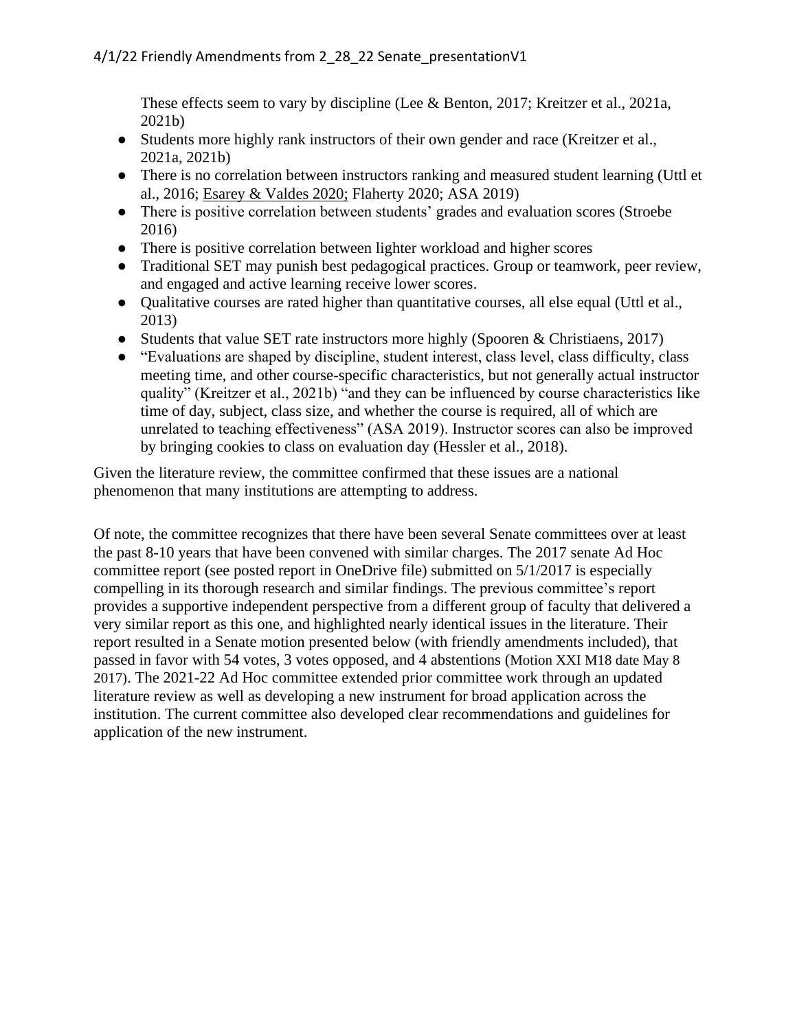These effects seem to vary by discipline (Lee & Benton, 2017; Kreitzer et al., 2021a, 2021b)

- Students more highly rank instructors of their own gender and race (Kreitzer et al., 2021a, 2021b)
- There is no correlation between instructors ranking and measured student learning (Uttl et al., 2016; Esarey & Valdes 2020; Flaherty 2020; ASA 2019)
- There is positive correlation between students' grades and evaluation scores (Stroebe 2016)
- There is positive correlation between lighter workload and higher scores
- Traditional SET may punish best pedagogical practices. Group or teamwork, peer review, and engaged and active learning receive lower scores.
- Qualitative courses are rated higher than quantitative courses, all else equal (Uttl et al., 2013)
- Students that value SET rate instructors more highly (Spooren & Christiaens, 2017)
- "Evaluations are shaped by discipline, student interest, class level, class difficulty, class meeting time, and other course-specific characteristics, but not generally actual instructor quality" (Kreitzer et al., 2021b) "and they can be influenced by course characteristics like time of day, subject, class size, and whether the course is required, all of which are unrelated to teaching effectiveness" (ASA 2019). Instructor scores can also be improved by bringing cookies to class on evaluation day (Hessler et al., 2018).

Given the literature review, the committee confirmed that these issues are a national phenomenon that many institutions are attempting to address.

Of note, the committee recognizes that there have been several Senate committees over at least the past 8-10 years that have been convened with similar charges. The 2017 senate Ad Hoc committee report (see posted report in OneDrive file) submitted on 5/1/2017 is especially compelling in its thorough research and similar findings. The previous committee's report provides a supportive independent perspective from a different group of faculty that delivered a very similar report as this one, and highlighted nearly identical issues in the literature. Their report resulted in a Senate motion presented below (with friendly amendments included), that passed in favor with 54 votes, 3 votes opposed, and 4 abstentions (Motion XXI M18 date May 8 2017). The 2021-22 Ad Hoc committee extended prior committee work through an updated literature review as well as developing a new instrument for broad application across the institution. The current committee also developed clear recommendations and guidelines for application of the new instrument.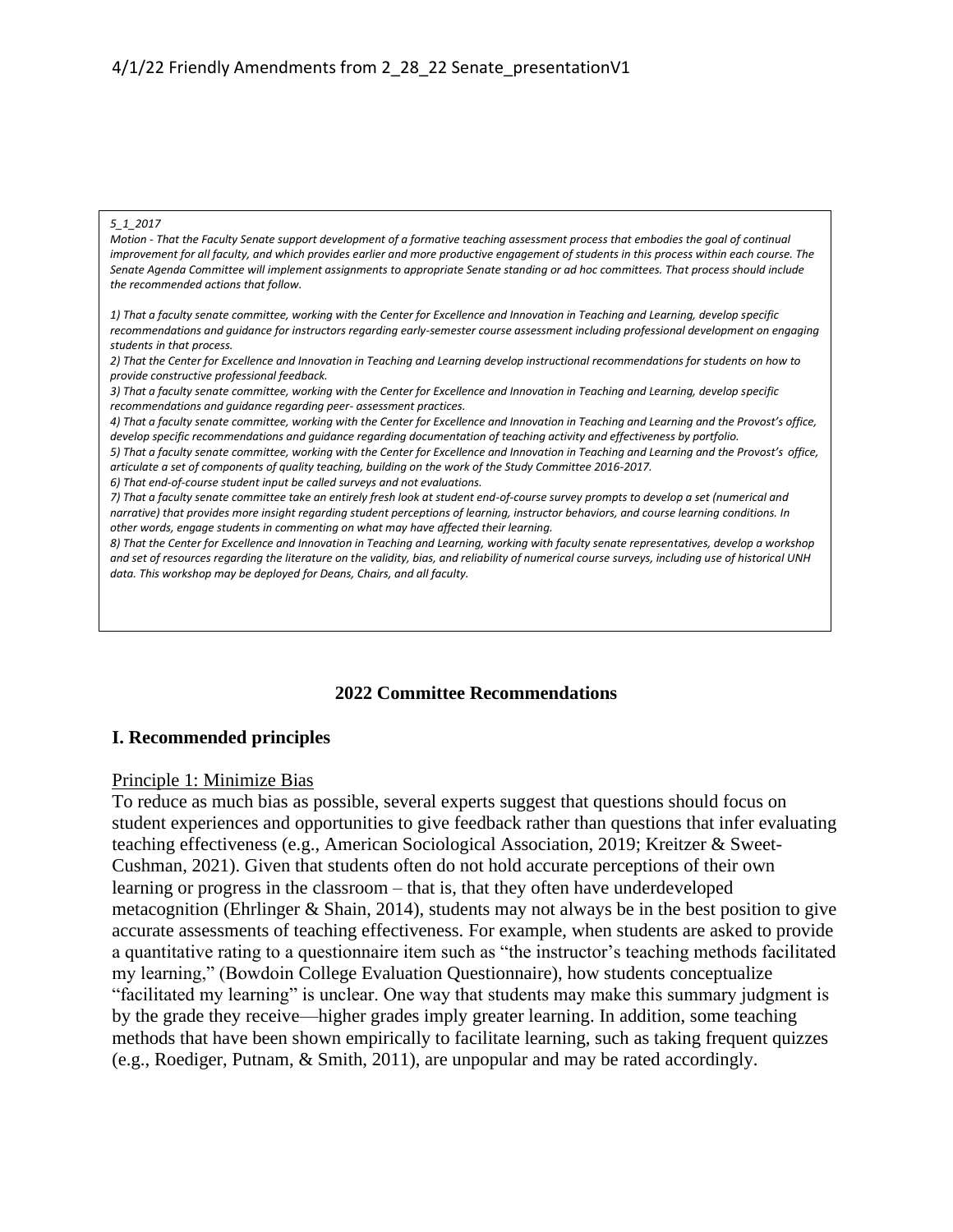4/1/22 Friendly Amendments from 2_28_22 Senate_presentationV1

*5_1_2017*

*Motion - That the Faculty Senate support development of a formative teaching assessment process that embodies the goal of continual improvement for all faculty, and which provides earlier and more productive engagement of students in this process within each course. The Senate Agenda Committee will implement assignments to appropriate Senate standing or ad hoc committees. That process should include the recommended actions that follow.*

*1) That a faculty senate committee, working with the Center for Excellence and Innovation in Teaching and Learning, develop specific recommendations and guidance for instructors regarding early-semester course assessment including professional development on engaging students in that process.*
*2) That the Center for Excellence and Innovation in Teaching and Learning develop instructional recommendations for students on how to provide constructive professional feedback.*
*3) That a faculty senate committee, working with the Center for Excellence and Innovation in Teaching and Learning, develop specific recommendations and guidance regarding peer- assessment practices.*
*4) That a faculty senate committee, working with the Center for Excellence and Innovation in Teaching and Learning and the Provost's office, develop specific recommendations and guidance regarding documentation of teaching activity and effectiveness by portfolio.*
*5) That a faculty senate committee, working with the Center for Excellence and Innovation in Teaching and Learning and the Provost's office, articulate a set of components of quality teaching, building on the work of the Study Committee 2016-2017.*
*6) That end-of-course student input be called surveys and not evaluations.*
*7) That a faculty senate committee take an entirely fresh look at student end-of-course survey prompts to develop a set (numerical and narrative) that provides more insight regarding student perceptions of learning, instructor behaviors, and course learning conditions. In other words, engage students in commenting on what may have affected their learning.*
*8) That the Center for Excellence and Innovation in Teaching and Learning, working with faculty senate representatives, develop a workshop and set of resources regarding the literature on the validity, bias, and reliability of numerical course surveys, including use of historical UNH data. This workshop may be deployed for Deans, Chairs, and all faculty.*

## 2022 Committee Recommendations

### I. Recommended principles

Principle 1: Minimize Bias

To reduce as much bias as possible, several experts suggest that questions should focus on student experiences and opportunities to give feedback rather than questions that infer evaluating teaching effectiveness (e.g., American Sociological Association, 2019; Kreitzer & Sweet-Cushman, 2021). Given that students often do not hold accurate perceptions of their own learning or progress in the classroom – that is, that they often have underdeveloped metacognition (Ehrlinger & Shain, 2014), students may not always be in the best position to give accurate assessments of teaching effectiveness. For example, when students are asked to provide a quantitative rating to a questionnaire item such as "the instructor's teaching methods facilitated my learning," (Bowdoin College Evaluation Questionnaire), how students conceptualize "facilitated my learning" is unclear. One way that students may make this summary judgment is by the grade they receive—higher grades imply greater learning. In addition, some teaching methods that have been shown empirically to facilitate learning, such as taking frequent quizzes (e.g., Roediger, Putnam, & Smith, 2011), are unpopular and may be rated accordingly.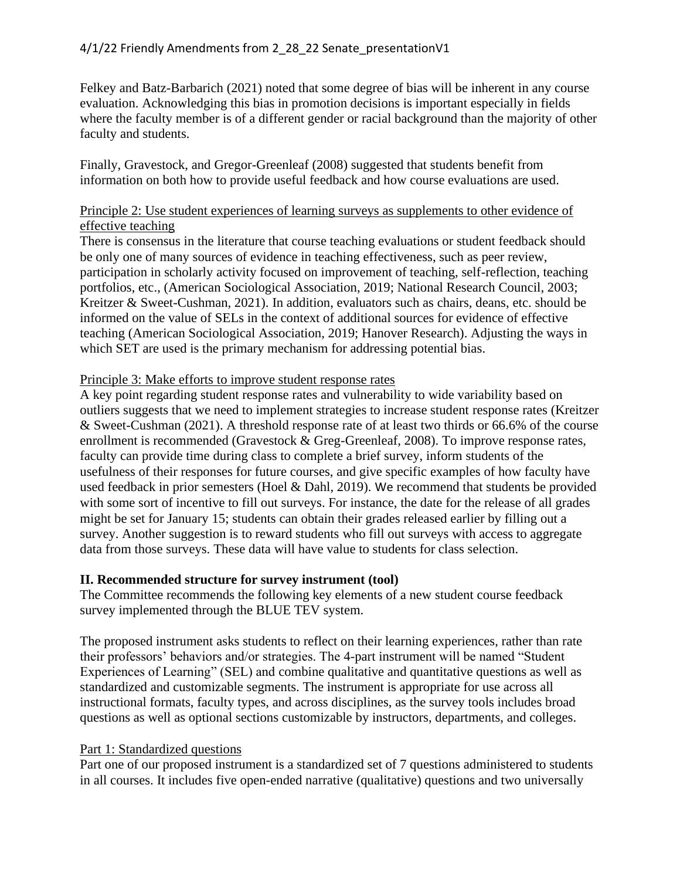Felkey and Batz-Barbarich (2021) noted that some degree of bias will be inherent in any course evaluation. Acknowledging this bias in promotion decisions is important especially in fields where the faculty member is of a different gender or racial background than the majority of other faculty and students.

Finally, Gravestock, and Gregor-Greenleaf (2008) suggested that students benefit from information on both how to provide useful feedback and how course evaluations are used.

Principle 2: Use student experiences of learning surveys as supplements to other evidence of effective teaching

There is consensus in the literature that course teaching evaluations or student feedback should be only one of many sources of evidence in teaching effectiveness, such as peer review, participation in scholarly activity focused on improvement of teaching, self-reflection, teaching portfolios, etc., (American Sociological Association, 2019; National Research Council, 2003; Kreitzer & Sweet-Cushman, 2021). In addition, evaluators such as chairs, deans, etc. should be informed on the value of SELs in the context of additional sources for evidence of effective teaching (American Sociological Association, 2019; Hanover Research). Adjusting the ways in which SET are used is the primary mechanism for addressing potential bias.

Principle 3: Make efforts to improve student response rates

A key point regarding student response rates and vulnerability to wide variability based on outliers suggests that we need to implement strategies to increase student response rates (Kreitzer & Sweet-Cushman (2021). A threshold response rate of at least two thirds or 66.6% of the course enrollment is recommended (Gravestock & Greg-Greenleaf, 2008). To improve response rates, faculty can provide time during class to complete a brief survey, inform students of the usefulness of their responses for future courses, and give specific examples of how faculty have used feedback in prior semesters (Hoel & Dahl, 2019). We recommend that students be provided with some sort of incentive to fill out surveys. For instance, the date for the release of all grades might be set for January 15; students can obtain their grades released earlier by filling out a survey. Another suggestion is to reward students who fill out surveys with access to aggregate data from those surveys. These data will have value to students for class selection.

## II. Recommended structure for survey instrument (tool)

The Committee recommends the following key elements of a new student course feedback survey implemented through the BLUE TEV system.

The proposed instrument asks students to reflect on their learning experiences, rather than rate their professors' behaviors and/or strategies. The 4-part instrument will be named "Student Experiences of Learning" (SEL) and combine qualitative and quantitative questions as well as standardized and customizable segments. The instrument is appropriate for use across all instructional formats, faculty types, and across disciplines, as the survey tools includes broad questions as well as optional sections customizable by instructors, departments, and colleges.

Part 1: Standardized questions

Part one of our proposed instrument is a standardized set of 7 questions administered to students in all courses. It includes five open-ended narrative (qualitative) questions and two universally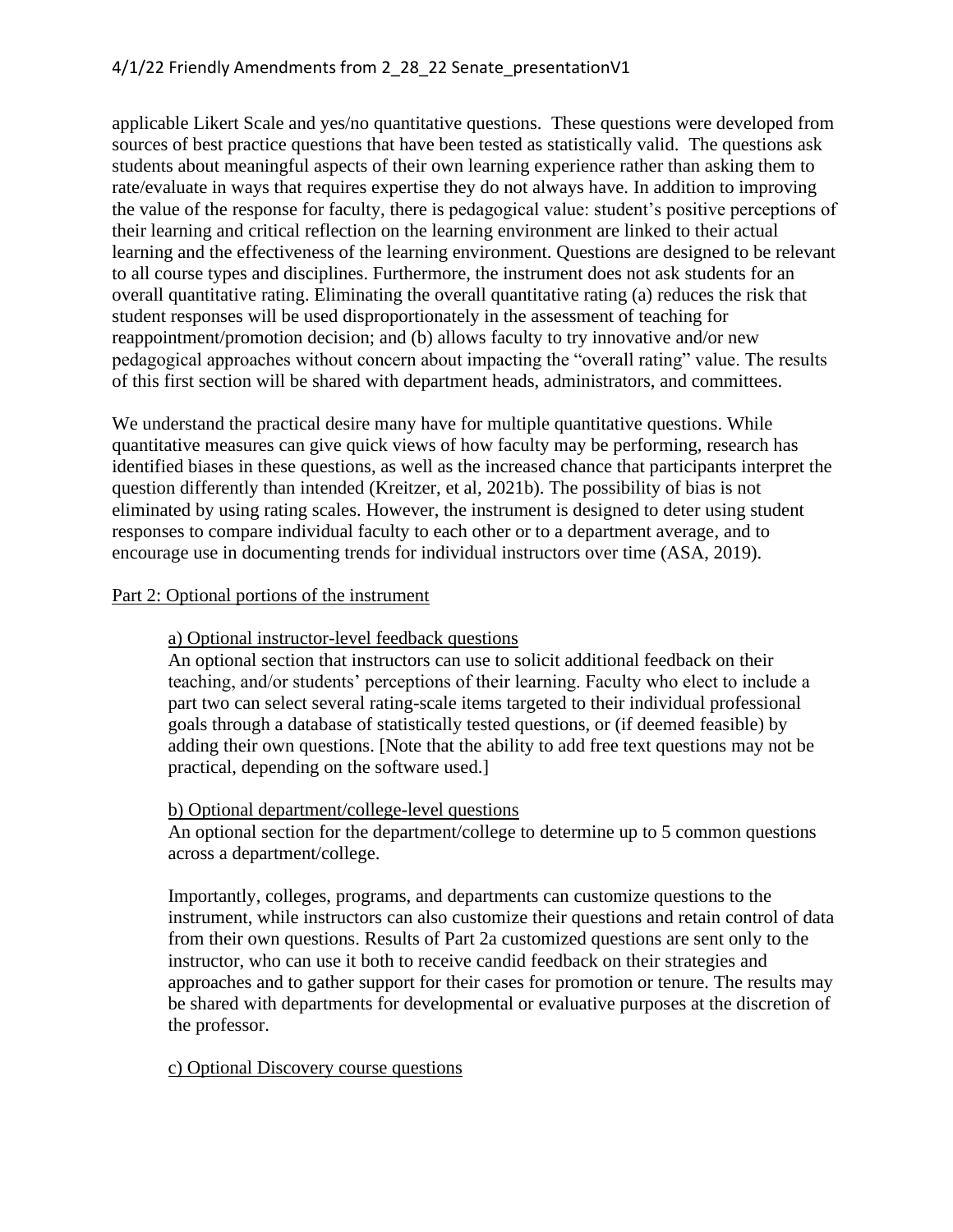applicable Likert Scale and yes/no quantitative questions. These questions were developed from sources of best practice questions that have been tested as statistically valid. The questions ask students about meaningful aspects of their own learning experience rather than asking them to rate/evaluate in ways that requires expertise they do not always have. In addition to improving the value of the response for faculty, there is pedagogical value: student's positive perceptions of their learning and critical reflection on the learning environment are linked to their actual learning and the effectiveness of the learning environment. Questions are designed to be relevant to all course types and disciplines. Furthermore, the instrument does not ask students for an overall quantitative rating. Eliminating the overall quantitative rating (a) reduces the risk that student responses will be used disproportionately in the assessment of teaching for reappointment/promotion decision; and (b) allows faculty to try innovative and/or new pedagogical approaches without concern about impacting the "overall rating" value. The results of this first section will be shared with department heads, administrators, and committees.

We understand the practical desire many have for multiple quantitative questions. While quantitative measures can give quick views of how faculty may be performing, research has identified biases in these questions, as well as the increased chance that participants interpret the question differently than intended (Kreitzer, et al, 2021b). The possibility of bias is not eliminated by using rating scales. However, the instrument is designed to deter using student responses to compare individual faculty to each other or to a department average, and to encourage use in documenting trends for individual instructors over time (ASA, 2019).

<u>Part 2: Optional portions of the instrument</u>

<u>a) Optional instructor-level feedback questions</u>
An optional section that instructors can use to solicit additional feedback on their teaching, and/or students' perceptions of their learning. Faculty who elect to include a part two can select several rating-scale items targeted to their individual professional goals through a database of statistically tested questions, or (if deemed feasible) by adding their own questions. [Note that the ability to add free text questions may not be practical, depending on the software used.]

<u>b) Optional department/college-level questions</u>
An optional section for the department/college to determine up to 5 common questions across a department/college.

Importantly, colleges, programs, and departments can customize questions to the instrument, while instructors can also customize their questions and retain control of data from their own questions. Results of Part 2a customized questions are sent only to the instructor, who can use it both to receive candid feedback on their strategies and approaches and to gather support for their cases for promotion or tenure. The results may be shared with departments for developmental or evaluative purposes at the discretion of the professor.

<u>c) Optional Discovery course questions</u>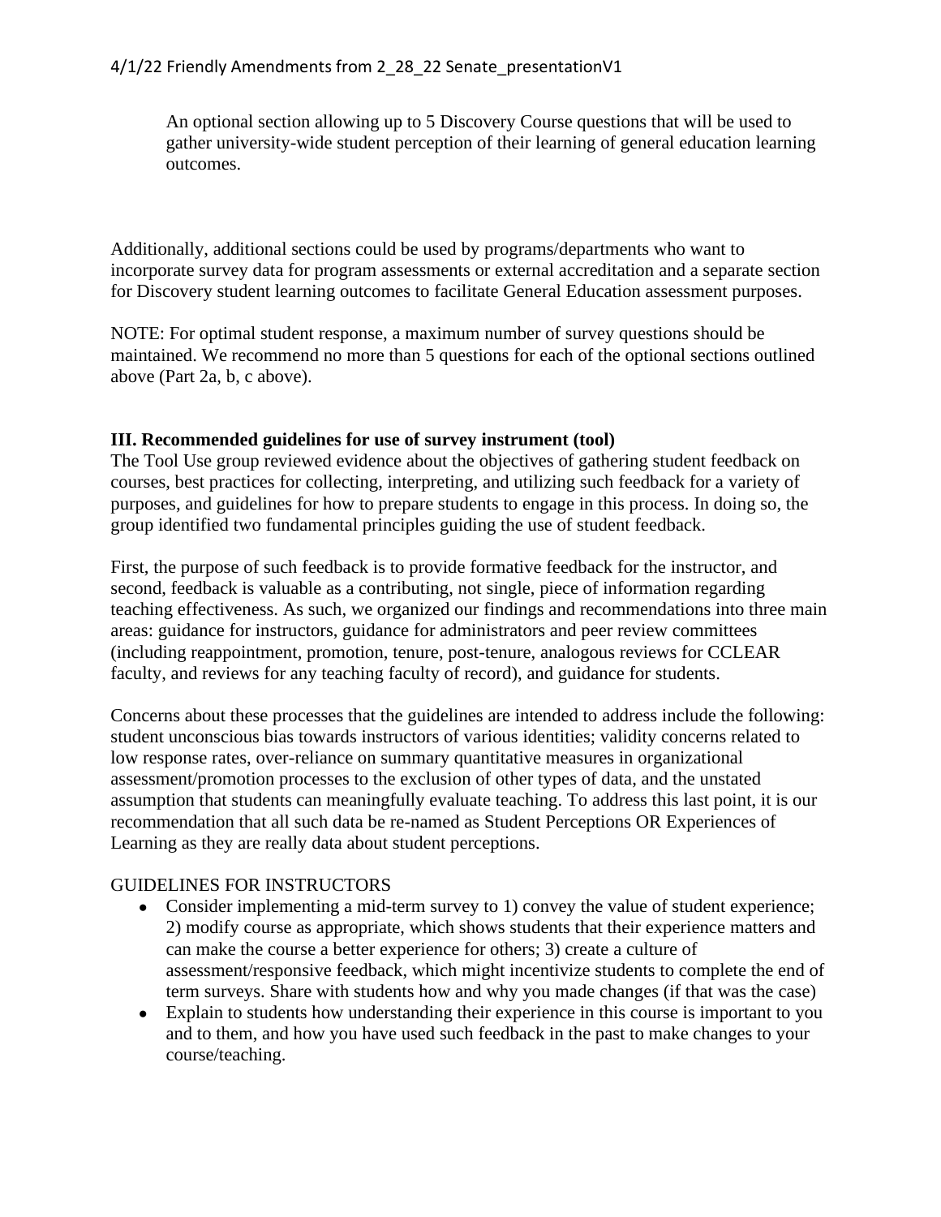An optional section allowing up to 5 Discovery Course questions that will be used to gather university-wide student perception of their learning of general education learning outcomes.

Additionally, additional sections could be used by programs/departments who want to incorporate survey data for program assessments or external accreditation and a separate section for Discovery student learning outcomes to facilitate General Education assessment purposes.

NOTE: For optimal student response, a maximum number of survey questions should be maintained. We recommend no more than 5 questions for each of the optional sections outlined above (Part 2a, b, c above).

### III. Recommended guidelines for use of survey instrument (tool)

The Tool Use group reviewed evidence about the objectives of gathering student feedback on courses, best practices for collecting, interpreting, and utilizing such feedback for a variety of purposes, and guidelines for how to prepare students to engage in this process. In doing so, the group identified two fundamental principles guiding the use of student feedback.

First, the purpose of such feedback is to provide formative feedback for the instructor, and second, feedback is valuable as a contributing, not single, piece of information regarding teaching effectiveness. As such, we organized our findings and recommendations into three main areas: guidance for instructors, guidance for administrators and peer review committees (including reappointment, promotion, tenure, post-tenure, analogous reviews for CCLEAR faculty, and reviews for any teaching faculty of record), and guidance for students.

Concerns about these processes that the guidelines are intended to address include the following: student unconscious bias towards instructors of various identities; validity concerns related to low response rates, over-reliance on summary quantitative measures in organizational assessment/promotion processes to the exclusion of other types of data, and the unstated assumption that students can meaningfully evaluate teaching. To address this last point, it is our recommendation that all such data be re-named as Student Perceptions OR Experiences of Learning as they are really data about student perceptions.

GUIDELINES FOR INSTRUCTORS

- Consider implementing a mid-term survey to 1) convey the value of student experience; 2) modify course as appropriate, which shows students that their experience matters and can make the course a better experience for others; 3) create a culture of assessment/responsive feedback, which might incentivize students to complete the end of term surveys. Share with students how and why you made changes (if that was the case)
- Explain to students how understanding their experience in this course is important to you and to them, and how you have used such feedback in the past to make changes to your course/teaching.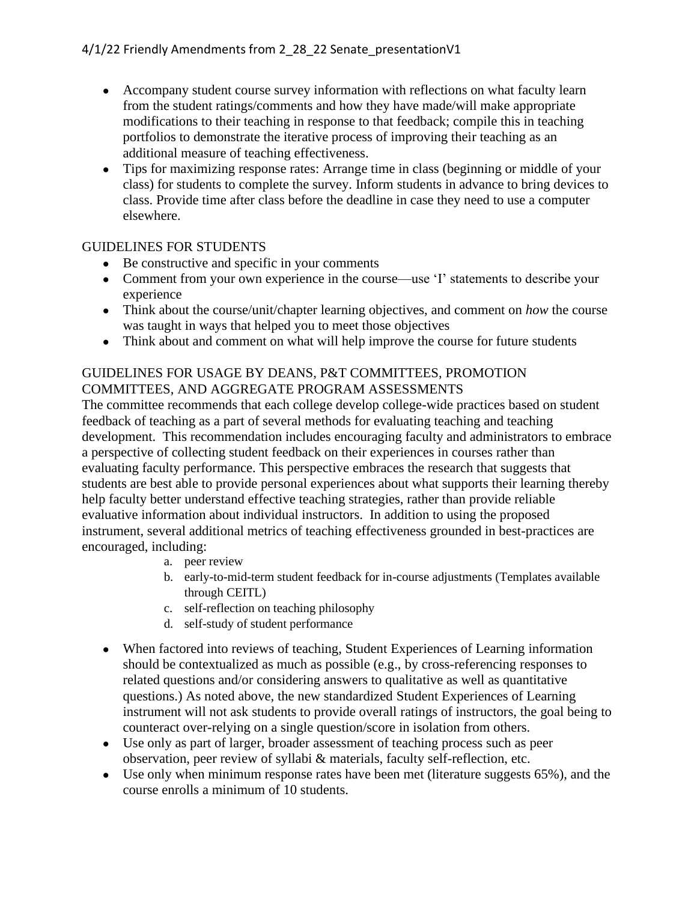- Accompany student course survey information with reflections on what faculty learn from the student ratings/comments and how they have made/will make appropriate modifications to their teaching in response to that feedback; compile this in teaching portfolios to demonstrate the iterative process of improving their teaching as an additional measure of teaching effectiveness.
- Tips for maximizing response rates: Arrange time in class (beginning or middle of your class) for students to complete the survey. Inform students in advance to bring devices to class. Provide time after class before the deadline in case they need to use a computer elsewhere.

GUIDELINES FOR STUDENTS

- Be constructive and specific in your comments
- Comment from your own experience in the course—use 'I' statements to describe your experience
- Think about the course/unit/chapter learning objectives, and comment on *how* the course was taught in ways that helped you to meet those objectives
- Think about and comment on what will help improve the course for future students

GUIDELINES FOR USAGE BY DEANS, P&T COMMITTEES, PROMOTION COMMITTEES, AND AGGREGATE PROGRAM ASSESSMENTS

The committee recommends that each college develop college-wide practices based on student feedback of teaching as a part of several methods for evaluating teaching and teaching development. This recommendation includes encouraging faculty and administrators to embrace a perspective of collecting student feedback on their experiences in courses rather than evaluating faculty performance. This perspective embraces the research that suggests that students are best able to provide personal experiences about what supports their learning thereby help faculty better understand effective teaching strategies, rather than provide reliable evaluative information about individual instructors. In addition to using the proposed instrument, several additional metrics of teaching effectiveness grounded in best-practices are encouraged, including:

a. peer review
b. early-to-mid-term student feedback for in-course adjustments (Templates available through CEITL)
c. self-reflection on teaching philosophy
d. self-study of student performance

- When factored into reviews of teaching, Student Experiences of Learning information should be contextualized as much as possible (e.g., by cross-referencing responses to related questions and/or considering answers to qualitative as well as quantitative questions.) As noted above, the new standardized Student Experiences of Learning instrument will not ask students to provide overall ratings of instructors, the goal being to counteract over-relying on a single question/score in isolation from others.
- Use only as part of larger, broader assessment of teaching process such as peer observation, peer review of syllabi & materials, faculty self-reflection, etc.
- Use only when minimum response rates have been met (literature suggests 65%), and the course enrolls a minimum of 10 students.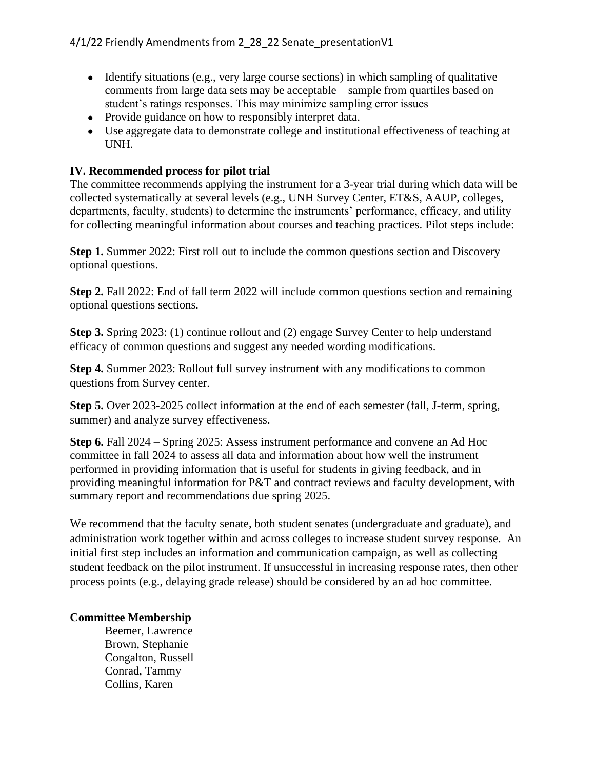- Identify situations (e.g., very large course sections) in which sampling of qualitative comments from large data sets may be acceptable – sample from quartiles based on student's ratings responses. This may minimize sampling error issues
- Provide guidance on how to responsibly interpret data.
- Use aggregate data to demonstrate college and institutional effectiveness of teaching at UNH.

**IV. Recommended process for pilot trial**

The committee recommends applying the instrument for a 3-year trial during which data will be collected systematically at several levels (e.g., UNH Survey Center, ET&S, AAUP, colleges, departments, faculty, students) to determine the instruments' performance, efficacy, and utility for collecting meaningful information about courses and teaching practices. Pilot steps include:

**Step 1.** Summer 2022: First roll out to include the common questions section and Discovery optional questions.

**Step 2.** Fall 2022: End of fall term 2022 will include common questions section and remaining optional questions sections.

**Step 3.** Spring 2023: (1) continue rollout and (2) engage Survey Center to help understand efficacy of common questions and suggest any needed wording modifications.

**Step 4.** Summer 2023: Rollout full survey instrument with any modifications to common questions from Survey center.

**Step 5.** Over 2023-2025 collect information at the end of each semester (fall, J-term, spring, summer) and analyze survey effectiveness.

**Step 6.** Fall 2024 – Spring 2025: Assess instrument performance and convene an Ad Hoc committee in fall 2024 to assess all data and information about how well the instrument performed in providing information that is useful for students in giving feedback, and in providing meaningful information for P&T and contract reviews and faculty development, with summary report and recommendations due spring 2025.

We recommend that the faculty senate, both student senates (undergraduate and graduate), and administration work together within and across colleges to increase student survey response. An initial first step includes an information and communication campaign, as well as collecting student feedback on the pilot instrument. If unsuccessful in increasing response rates, then other process points (e.g., delaying grade release) should be considered by an ad hoc committee.

**Committee Membership**

Beemer, Lawrence
Brown, Stephanie
Congalton, Russell
Conrad, Tammy
Collins, Karen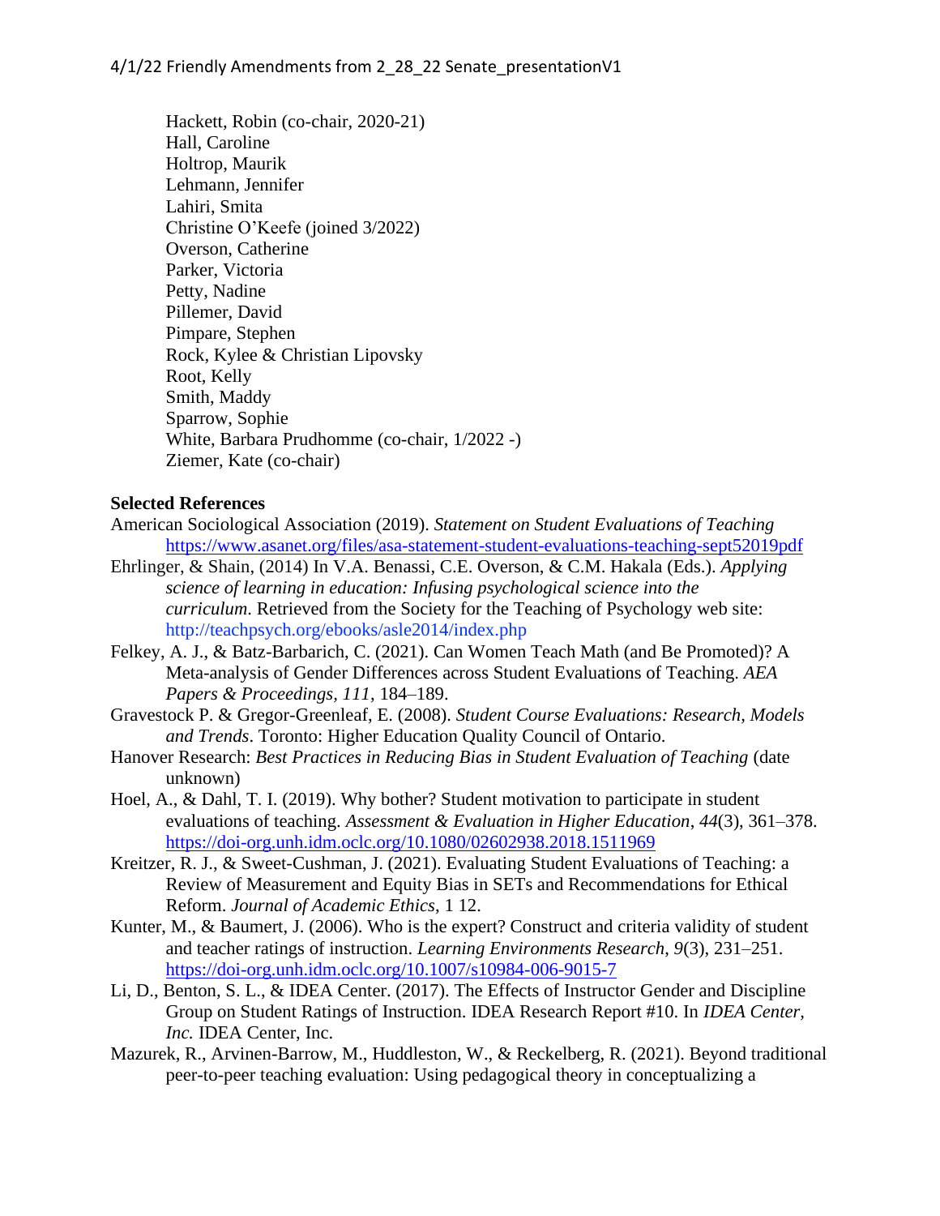Hackett, Robin (co-chair, 2020-21)
Hall, Caroline
Holtrop, Maurik
Lehmann, Jennifer
Lahiri, Smita
Christine O'Keefe (joined 3/2022)
Overson, Catherine
Parker, Victoria
Petty, Nadine
Pillemer, David
Pimpare, Stephen
Rock, Kylee & Christian Lipovsky
Root, Kelly
Smith, Maddy
Sparrow, Sophie
White, Barbara Prudhomme (co-chair, 1/2022 -)
Ziemer, Kate (co-chair)

**Selected References**

American Sociological Association (2019). *Statement on Student Evaluations of Teaching* https://www.asanet.org/files/asa-statement-student-evaluations-teaching-sept52019pdf

Ehrlinger, & Shain, (2014) In V.A. Benassi, C.E. Overson, & C.M. Hakala (Eds.). *Applying science of learning in education: Infusing psychological science into the curriculum.* Retrieved from the Society for the Teaching of Psychology web site: http://teachpsych.org/ebooks/asle2014/index.php

Felkey, A. J., & Batz-Barbarich, C. (2021). Can Women Teach Math (and Be Promoted)? A Meta-analysis of Gender Differences across Student Evaluations of Teaching. *AEA Papers & Proceedings, 111*, 184–189.

Gravestock P. & Gregor-Greenleaf, E. (2008). *Student Course Evaluations: Research, Models and Trends*. Toronto: Higher Education Quality Council of Ontario.

Hanover Research: *Best Practices in Reducing Bias in Student Evaluation of Teaching* (date unknown)

Hoel, A., & Dahl, T. I. (2019). Why bother? Student motivation to participate in student evaluations of teaching. *Assessment & Evaluation in Higher Education*, *44*(3), 361–378. https://doi-org.unh.idm.oclc.org/10.1080/02602938.2018.1511969

Kreitzer, R. J., & Sweet-Cushman, J. (2021). Evaluating Student Evaluations of Teaching: a Review of Measurement and Equity Bias in SETs and Recommendations for Ethical Reform. *Journal of Academic Ethics*, 1 12.

Kunter, M., & Baumert, J. (2006). Who is the expert? Construct and criteria validity of student and teacher ratings of instruction. *Learning Environments Research*, *9*(3), 231–251. https://doi-org.unh.idm.oclc.org/10.1007/s10984-006-9015-7

Li, D., Benton, S. L., & IDEA Center. (2017). The Effects of Instructor Gender and Discipline Group on Student Ratings of Instruction. IDEA Research Report #10. In *IDEA Center, Inc.* IDEA Center, Inc.

Mazurek, R., Arvinen-Barrow, M., Huddleston, W., & Reckelberg, R. (2021). Beyond traditional peer-to-peer teaching evaluation: Using pedagogical theory in conceptualizing a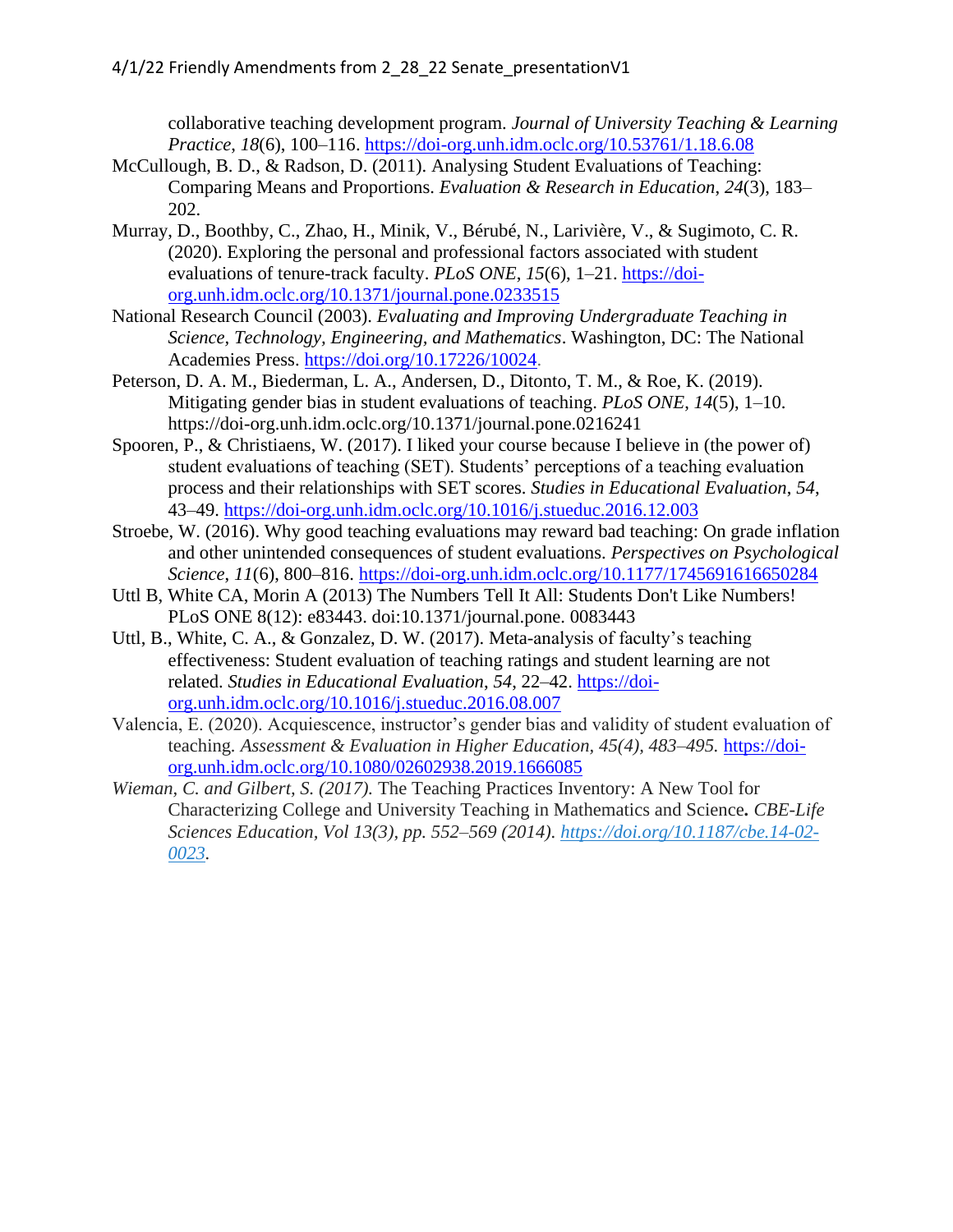collaborative teaching development program. *Journal of University Teaching & Learning Practice*, *18*(6), 100–116. https://doi-org.unh.idm.oclc.org/10.53761/1.18.6.08

McCullough, B. D., & Radson, D. (2011). Analysing Student Evaluations of Teaching: Comparing Means and Proportions. *Evaluation & Research in Education*, *24*(3), 183–202.

Murray, D., Boothby, C., Zhao, H., Minik, V., Bérubé, N., Larivière, V., & Sugimoto, C. R. (2020). Exploring the personal and professional factors associated with student evaluations of tenure-track faculty. *PLoS ONE*, *15*(6), 1–21. https://doi-org.unh.idm.oclc.org/10.1371/journal.pone.0233515

National Research Council (2003). *Evaluating and Improving Undergraduate Teaching in Science, Technology, Engineering, and Mathematics*. Washington, DC: The National Academies Press. https://doi.org/10.17226/10024.

Peterson, D. A. M., Biederman, L. A., Andersen, D., Ditonto, T. M., & Roe, K. (2019). Mitigating gender bias in student evaluations of teaching. *PLoS ONE*, *14*(5), 1–10. https://doi-org.unh.idm.oclc.org/10.1371/journal.pone.0216241

Spooren, P., & Christiaens, W. (2017). I liked your course because I believe in (the power of) student evaluations of teaching (SET). Students' perceptions of a teaching evaluation process and their relationships with SET scores. *Studies in Educational Evaluation*, *54*, 43–49. https://doi-org.unh.idm.oclc.org/10.1016/j.stueduc.2016.12.003

Stroebe, W. (2016). Why good teaching evaluations may reward bad teaching: On grade inflation and other unintended consequences of student evaluations. *Perspectives on Psychological Science*, *11*(6), 800–816. https://doi-org.unh.idm.oclc.org/10.1177/1745691616650284

Uttl B, White CA, Morin A (2013) The Numbers Tell It All: Students Don't Like Numbers! PLoS ONE 8(12): e83443. doi:10.1371/journal.pone. 0083443

Uttl, B., White, C. A., & Gonzalez, D. W. (2017). Meta-analysis of faculty's teaching effectiveness: Student evaluation of teaching ratings and student learning are not related. *Studies in Educational Evaluation*, *54*, 22–42. https://doi-org.unh.idm.oclc.org/10.1016/j.stueduc.2016.08.007

Valencia, E. (2020). Acquiescence, instructor's gender bias and validity of student evaluation of teaching. *Assessment & Evaluation in Higher Education, 45(4), 483–495.* https://doi-org.unh.idm.oclc.org/10.1080/02602938.2019.1666085

*Wieman, C. and Gilbert, S. (2017).* The Teaching Practices Inventory: A New Tool for Characterizing College and University Teaching in Mathematics and Science**.** *CBE-Life Sciences Education, Vol 13(3), pp. 552–569 (2014). https://doi.org/10.1187/cbe.14-02-0023.*